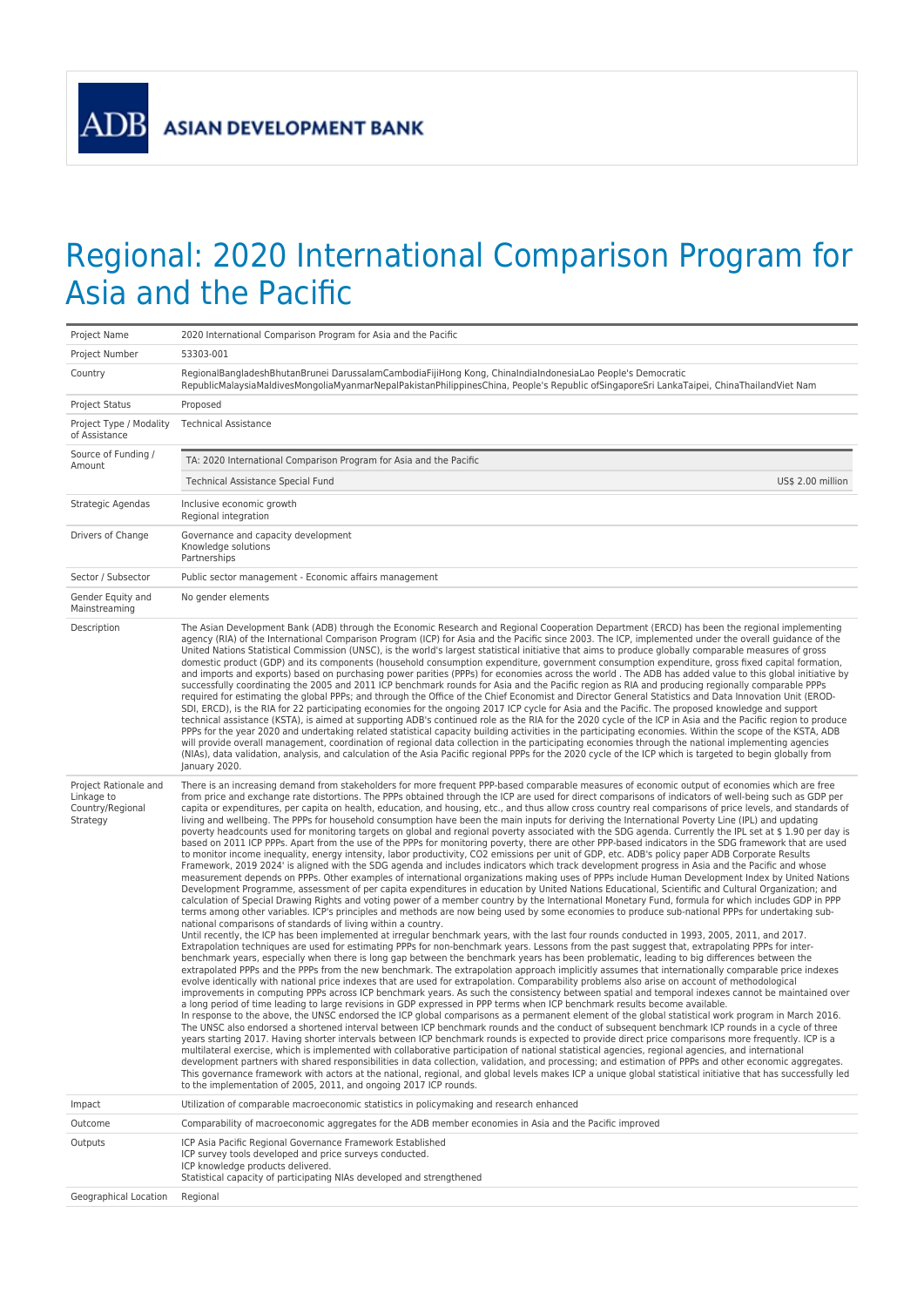ADB ASIAN DEVELOPMENT BANK

# Regional: 2020 International Comparison Program for Asia and the Pacific

| | |
|---|---|
| Project Name | 2020 International Comparison Program for Asia and the Pacific |
| Project Number | 53303-001 |
| Country | RegionalBangladeshBhutanBrunei DarussalamCambodiaFijiHong Kong, ChinaIndiaIndonesiaLao People's Democratic RepublicMalaysiaMaldivesMongoliaMyanmarNepalPakistanPhilippinesChina, People's Republic ofSingaporeSri LankaTaipei, ChinaThailandViet Nam |
| Project Status | Proposed |
| Project Type / Modality of Assistance | Technical Assistance |
| Source of Funding / Amount | TA: 2020 International Comparison Program for Asia and the Pacific<br>Technical Assistance Special Fund — US$ 2.00 million |
| Strategic Agendas | Inclusive economic growth<br>Regional integration |
| Drivers of Change | Governance and capacity development<br>Knowledge solutions<br>Partnerships |
| Sector / Subsector | Public sector management - Economic affairs management |
| Gender Equity and Mainstreaming | No gender elements |
| Description | The Asian Development Bank (ADB) through the Economic Research and Regional Cooperation Department (ERCD) has been the regional implementing agency (RIA) of the International Comparison Program (ICP) for Asia and the Pacific since 2003. The ICP, implemented under the overall guidance of the United Nations Statistical Commission (UNSC), is the world's largest statistical initiative that aims to produce globally comparable measures of gross domestic product (GDP) and its components (household consumption expenditure, government consumption expenditure, gross fixed capital formation, and imports and exports) based on purchasing power parities (PPPs) for economies across the world . The ADB has added value to this global initiative by successfully coordinating the 2005 and 2011 ICP benchmark rounds for Asia and the Pacific region as RIA and producing regionally comparable PPPs required for estimating the global PPPs; and through the Office of the Chief Economist and Director General Statistics and Data Innovation Unit (EROD-SDI, ERCD), is the RIA for 22 participating economies for the ongoing 2017 ICP cycle for Asia and the Pacific. The proposed knowledge and support technical assistance (KSTA), is aimed at supporting ADB's continued role as the RIA for the 2020 cycle of the ICP in Asia and the Pacific region to produce PPPs for the year 2020 and undertaking related statistical capacity building activities in the participating economies. Within the scope of the KSTA, ADB will provide overall management, coordination of regional data collection in the participating economies through the national implementing agencies (NIAs), data validation, analysis, and calculation of the Asia Pacific regional PPPs for the 2020 cycle of the ICP which is targeted to begin globally from January 2020. |
| Project Rationale and Linkage to Country/Regional Strategy | There is an increasing demand from stakeholders for more frequent PPP-based comparable measures of economic output of economies which are free from price and exchange rate distortions. The PPPs obtained through the ICP are used for direct comparisons of indicators of well-being such as GDP per capita or expenditures, per capita on health, education, and housing, etc., and thus allow cross country real comparisons of price levels, and standards of living and wellbeing. The PPPs for household consumption have been the main inputs for deriving the International Poverty Line (IPL) and updating poverty headcounts used for monitoring targets on global and regional poverty associated with the SDG agenda. Currently the IPL set at $ 1.90 per day is based on 2011 ICP PPPs. Apart from the use of the PPPs for monitoring poverty, there are other PPP-based indicators in the SDG framework that are used to monitor income inequality, energy intensity, labor productivity, CO2 emissions per unit of GDP, etc. ADB's policy paper ADB Corporate Results Framework, 2019 2024' is aligned with the SDG agenda and includes indicators which track development progress in Asia and the Pacific and whose measurement depends on PPPs. Other examples of international organizations making uses of PPPs include Human Development Index by United Nations Development Programme, assessment of per capita expenditures in education by United Nations Educational, Scientific and Cultural Organization; and calculation of Special Drawing Rights and voting power of a member country by the International Monetary Fund, formula for which includes GDP in PPP terms among other variables. ICP's principles and methods are now being used by some economies to produce sub-national PPPs for undertaking sub-national comparisons of standards of living within a country.<br>Until recently, the ICP has been implemented at irregular benchmark years, with the last four rounds conducted in 1993, 2005, 2011, and 2017. Extrapolation techniques are used for estimating PPPs for non-benchmark years. Lessons from the past suggest that, extrapolating PPPs for inter-benchmark years, especially when there is long gap between the benchmark years has been problematic, leading to big differences between the extrapolated PPPs and the PPPs from the new benchmark. The extrapolation approach implicitly assumes that internationally comparable price indexes evolve identically with national price indexes that are used for extrapolation. Comparability problems also arise on account of methodological improvements in computing PPPs across ICP benchmark years. As such the consistency between spatial and temporal indexes cannot be maintained over a long period of time leading to large revisions in GDP expressed in PPP terms when ICP benchmark results become available.<br>In response to the above, the UNSC endorsed the ICP global comparisons as a permanent element of the global statistical work program in March 2016. The UNSC also endorsed a shortened interval between ICP benchmark rounds and the conduct of subsequent benchmark ICP rounds in a cycle of three years starting 2017. Having shorter intervals between ICP benchmark rounds is expected to provide direct price comparisons more frequently. ICP is a multilateral exercise, which is implemented with collaborative participation of national statistical agencies, regional agencies, and international development partners with shared responsibilities in data collection, validation, and processing; and estimation of PPPs and other economic aggregates. This governance framework with actors at the national, regional, and global levels makes ICP a unique global statistical initiative that has successfully led to the implementation of 2005, 2011, and ongoing 2017 ICP rounds. |
| Impact | Utilization of comparable macroeconomic statistics in policymaking and research enhanced |
| Outcome | Comparability of macroeconomic aggregates for the ADB member economies in Asia and the Pacific improved |
| Outputs | ICP Asia Pacific Regional Governance Framework Established<br>ICP survey tools developed and price surveys conducted.<br>ICP knowledge products delivered.<br>Statistical capacity of participating NIAs developed and strengthened |
| Geographical Location | Regional |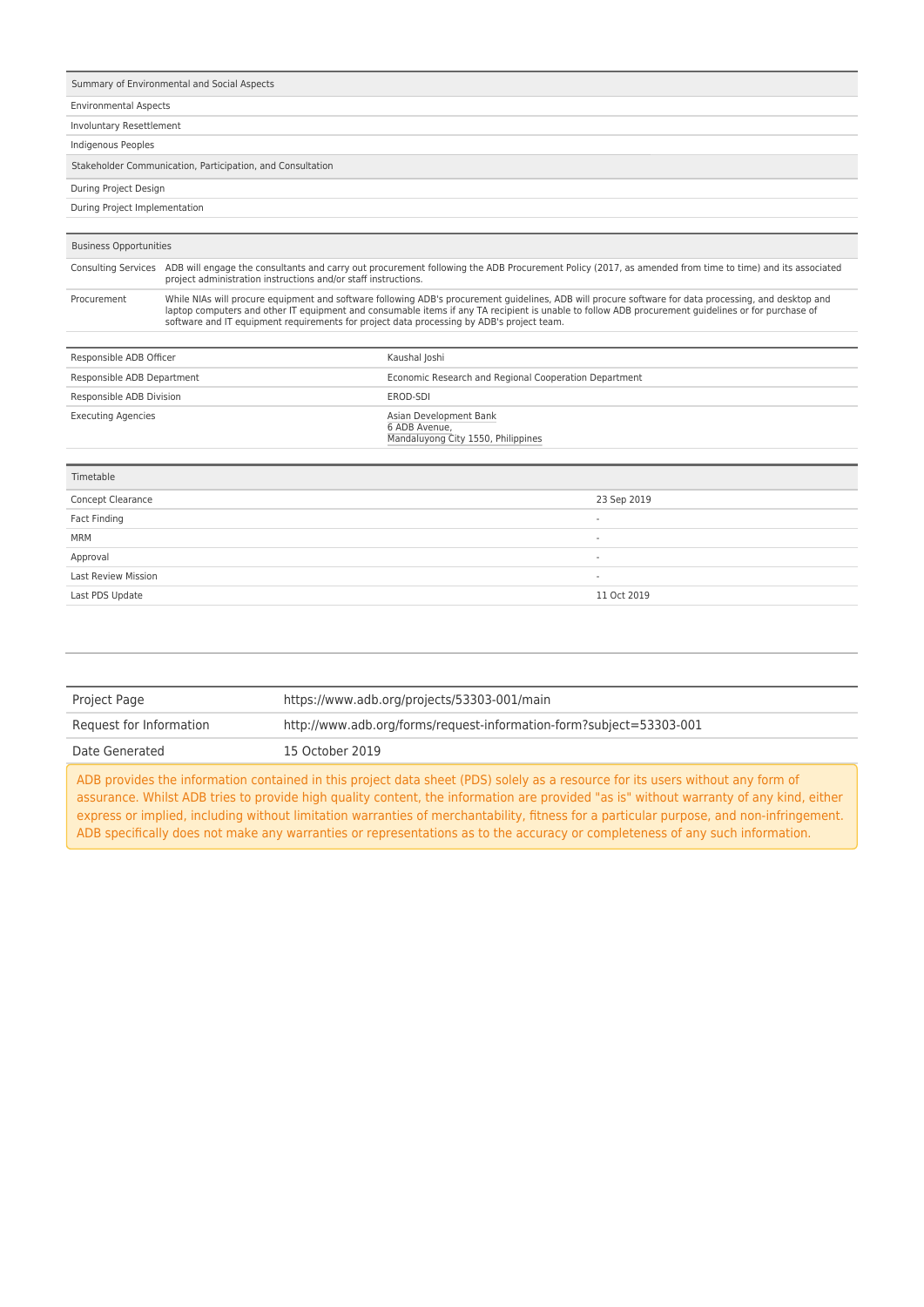| Summary of Environmental and Social Aspects |
| --- |
| Environmental Aspects |
| Involuntary Resettlement |
| Indigenous Peoples |
| **Stakeholder Communication, Participation, and Consultation** |
| During Project Design |
| During Project Implementation |

| Business Opportunities | |
| --- | --- |
| Consulting Services | ADB will engage the consultants and carry out procurement following the ADB Procurement Policy (2017, as amended from time to time) and its associated project administration instructions and/or staff instructions. |
| Procurement | While NIAs will procure equipment and software following ADB's procurement guidelines, ADB will procure software for data processing, and desktop and laptop computers and other IT equipment and consumable items if any TA recipient is unable to follow ADB procurement guidelines or for purchase of software and IT equipment requirements for project data processing by ADB's project team. |

| | |
| --- | --- |
| Responsible ADB Officer | Kaushal Joshi |
| Responsible ADB Department | Economic Research and Regional Cooperation Department |
| Responsible ADB Division | EROD-SDI |
| Executing Agencies | Asian Development Bank<br>6 ADB Avenue,<br>Mandaluyong City 1550, Philippines |

| Timetable | |
| --- | --- |
| Concept Clearance | 23 Sep 2019 |
| Fact Finding | - |
| MRM | - |
| Approval | - |
| Last Review Mission | - |
| Last PDS Update | 11 Oct 2019 |

| | |
| --- | --- |
| Project Page | https://www.adb.org/projects/53303-001/main |
| Request for Information | http://www.adb.org/forms/request-information-form?subject=53303-001 |
| Date Generated | 15 October 2019 |

ADB provides the information contained in this project data sheet (PDS) solely as a resource for its users without any form of assurance. Whilst ADB tries to provide high quality content, the information are provided "as is" without warranty of any kind, either express or implied, including without limitation warranties of merchantability, fitness for a particular purpose, and non-infringement. ADB specifically does not make any warranties or representations as to the accuracy or completeness of any such information.